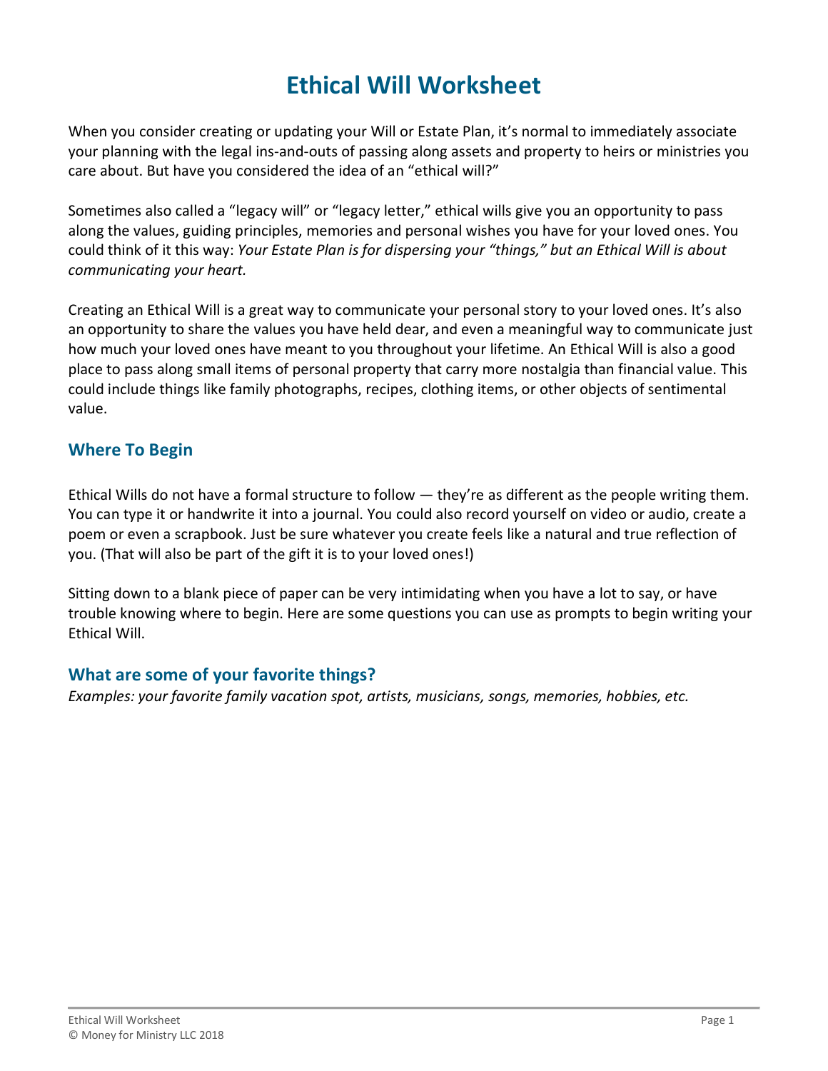# Ethical Will Worksheet

When you consider creating or updating your Will or Estate Plan, it's normal to immediately associate your planning with the legal ins-and-outs of passing along assets and property to heirs or ministries you care about. But have you considered the idea of an "ethical will?"

Sometimes also called a "legacy will" or "legacy letter," ethical wills give you an opportunity to pass along the values, guiding principles, memories and personal wishes you have for your loved ones. You could think of it this way: *Your Estate Plan is for dispersing your "things," but an Ethical Will is about communicating your heart.*

Creating an Ethical Will is a great way to communicate your personal story to your loved ones. It's also an opportunity to share the values you have held dear, and even a meaningful way to communicate just how much your loved ones have meant to you throughout your lifetime. An Ethical Will is also a good place to pass along small items of personal property that carry more nostalgia than financial value. This could include things like family photographs, recipes, clothing items, or other objects of sentimental value.

## Where To Begin

Ethical Wills do not have a formal structure to follow — they're as different as the people writing them. You can type it or handwrite it into a journal. You could also record yourself on video or audio, create a poem or even a scrapbook. Just be sure whatever you create feels like a natural and true reflection of you. (That will also be part of the gift it is to your loved ones!)

Sitting down to a blank piece of paper can be very intimidating when you have a lot to say, or have trouble knowing where to begin. Here are some questions you can use as prompts to begin writing your Ethical Will.

## What are some of your favorite things?

*Examples: your favorite family vacation spot, artists, musicians, songs, memories, hobbies, etc.*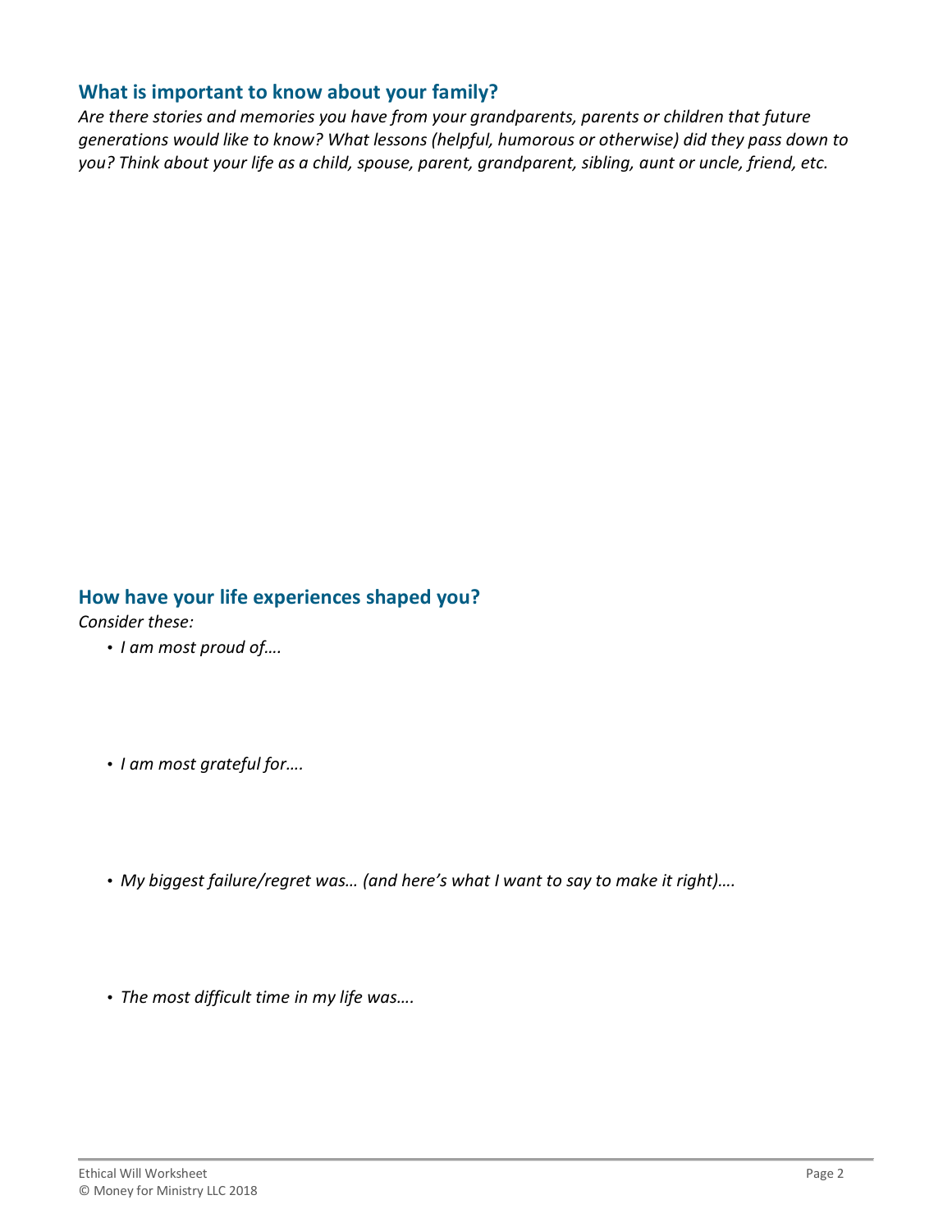## What is important to know about your family?

*Are there stories and memories you have from your grandparents, parents or children that future generations would like to know? What lessons (helpful, humorous or otherwise) did they pass down to you? Think about your life as a child, spouse, parent, grandparent, sibling, aunt or uncle, friend, etc.*

## How have your life experiences shaped you?

*Consider these:*

- *I am most proud of….*
- *I am most grateful for….*
- *My biggest failure/regret was… (and here's what I want to say to make it right)….*
- *The most difficult time in my life was….*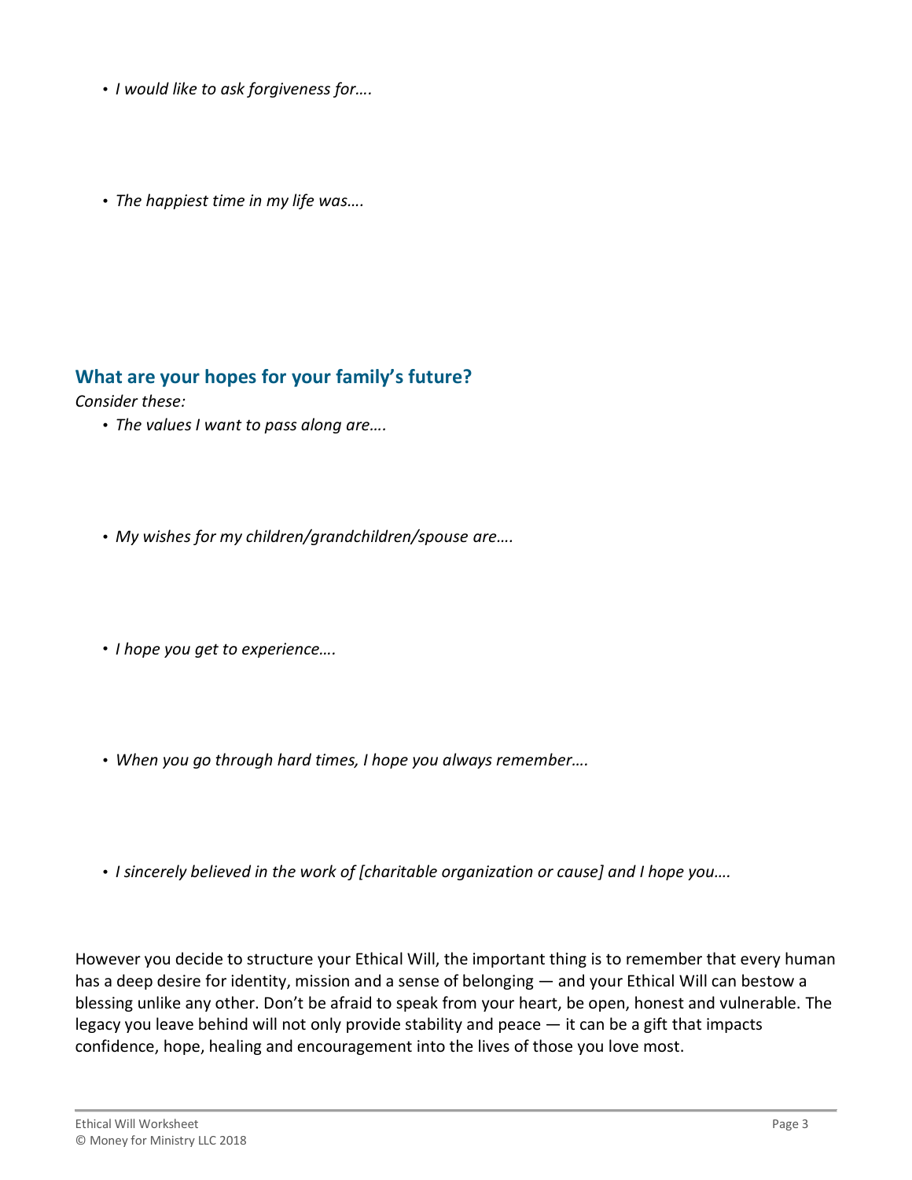- *I would like to ask forgiveness for….*

- *The happiest time in my life was….*

## What are your hopes for your family's future?

*Consider these:*

- *The values I want to pass along are….*

- *My wishes for my children/grandchildren/spouse are….*

- *I hope you get to experience….*

- *When you go through hard times, I hope you always remember….*

- *I sincerely believed in the work of [charitable organization or cause] and I hope you….*

However you decide to structure your Ethical Will, the important thing is to remember that every human has a deep desire for identity, mission and a sense of belonging — and your Ethical Will can bestow a blessing unlike any other. Don't be afraid to speak from your heart, be open, honest and vulnerable. The legacy you leave behind will not only provide stability and peace — it can be a gift that impacts confidence, hope, healing and encouragement into the lives of those you love most.